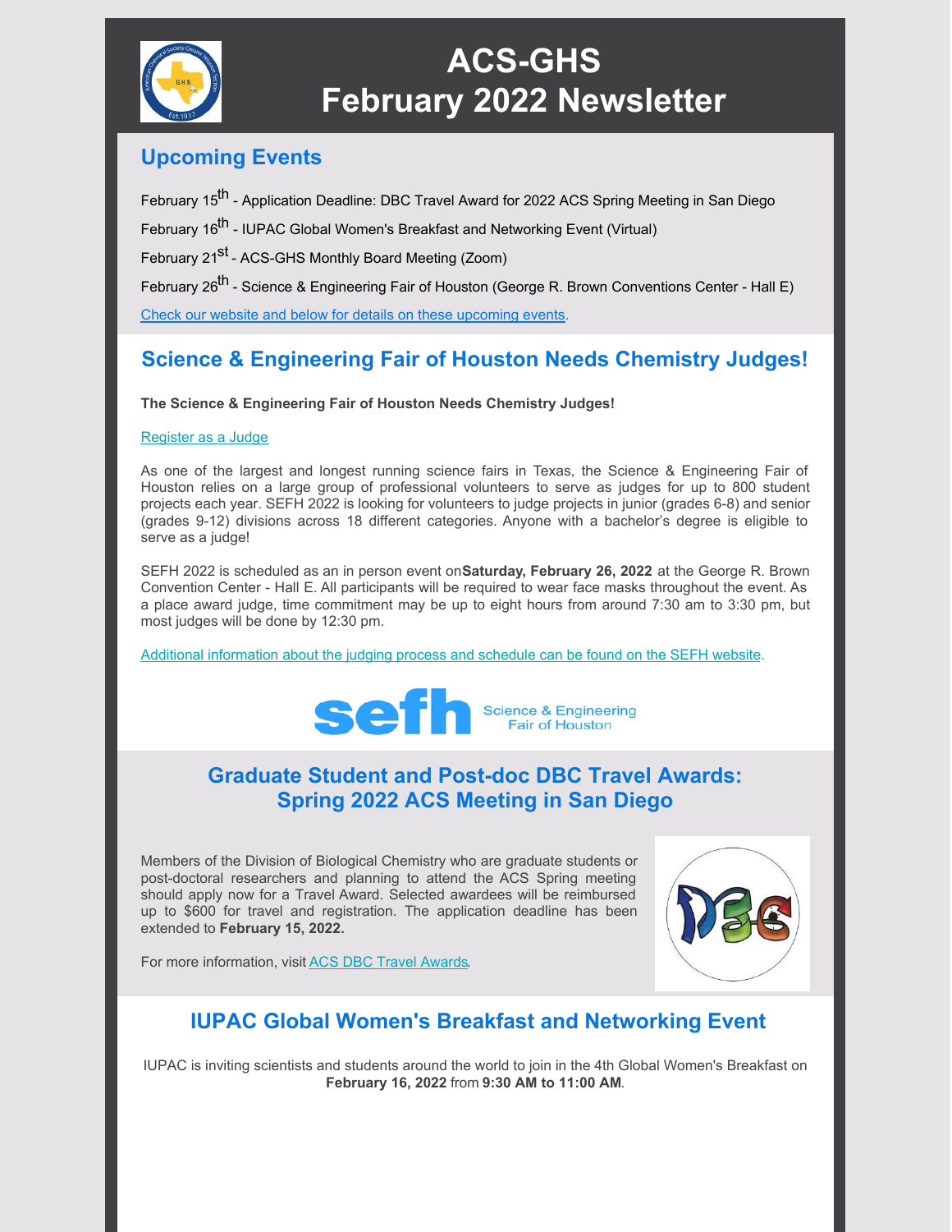# ACS-GHS February 2022 Newsletter

## Upcoming Events

February 15th - Application Deadline: DBC Travel Award for 2022 ACS Spring Meeting in San Diego

February 16th - IUPAC Global Women's Breakfast and Networking Event (Virtual)

February 21st - ACS-GHS Monthly Board Meeting (Zoom)

February 26th - Science & Engineering Fair of Houston (George R. Brown Conventions Center - Hall E)

Check our website and below for details on these upcoming events.

## Science & Engineering Fair of Houston Needs Chemistry Judges!

**The Science & Engineering Fair of Houston Needs Chemistry Judges!**

Register as a Judge

As one of the largest and longest running science fairs in Texas, the Science & Engineering Fair of Houston relies on a large group of professional volunteers to serve as judges for up to 800 student projects each year. SEFH 2022 is looking for volunteers to judge projects in junior (grades 6-8) and senior (grades 9-12) divisions across 18 different categories. Anyone with a bachelor's degree is eligible to serve as a judge!

SEFH 2022 is scheduled as an in person event on **Saturday, February 26, 2022** at the George R. Brown Convention Center - Hall E. All participants will be required to wear face masks throughout the event. As a place award judge, time commitment may be up to eight hours from around 7:30 am to 3:30 pm, but most judges will be done by 12:30 pm.

Additional information about the judging process and schedule can be found on the SEFH website.

## Graduate Student and Post-doc DBC Travel Awards: Spring 2022 ACS Meeting in San Diego

Members of the Division of Biological Chemistry who are graduate students or post-doctoral researchers and planning to attend the ACS Spring meeting should apply now for a Travel Award. Selected awardees will be reimbursed up to $600 for travel and registration. The application deadline has been extended to **February 15, 2022.**

For more information, visit ACS DBC Travel Awards.

## IUPAC Global Women's Breakfast and Networking Event

IUPAC is inviting scientists and students around the world to join in the 4th Global Women's Breakfast on **February 16, 2022** from **9:30 AM to 11:00 AM**.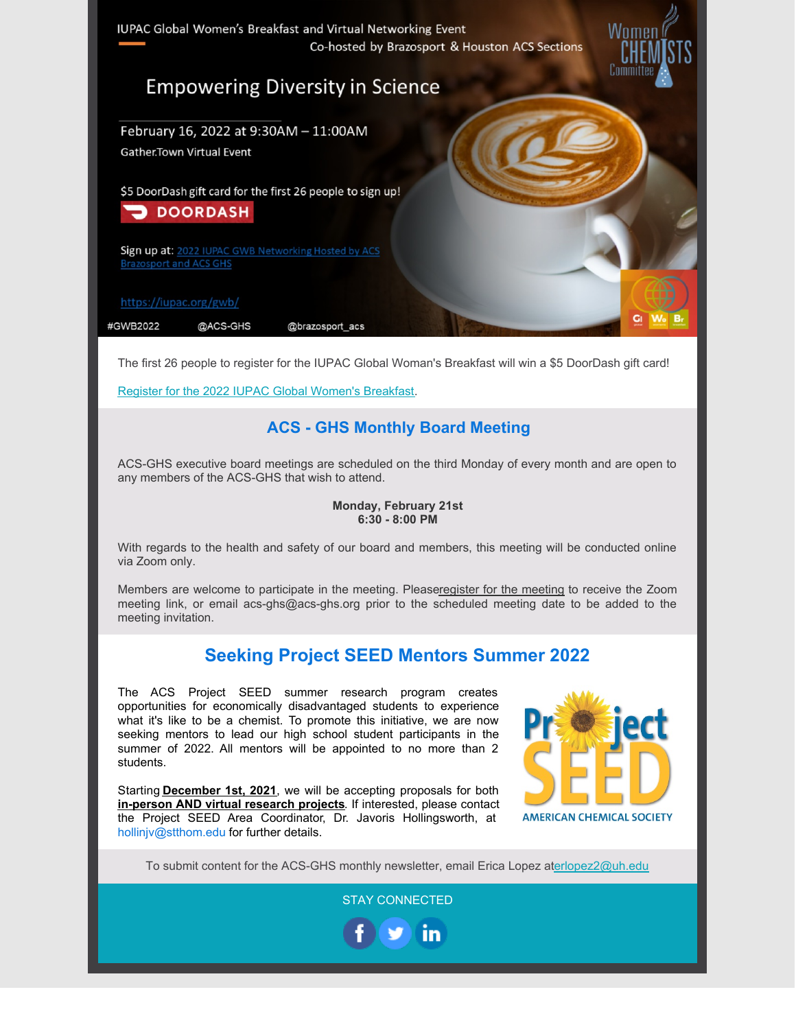IUPAC Global Women's Breakfast and Virtual Networking Event

Co-hosted by Brazosport & Houston ACS Sections

Women CHEMISTS Committee

## Empowering Diversity in Science

February 16, 2022 at 9:30AM – 11:00AM

Gather.Town Virtual Event

$5 DoorDash gift card for the first 26 people to sign up!

DOORDASH

Sign up at: 2022 IUPAC GWB Networking Hosted by ACS Brazosport and ACS GHS

https://iupac.org/gwb/

#GWB2022 @ACS-GHS @brazosport_acs

The first 26 people to register for the IUPAC Global Woman's Breakfast will win a $5 DoorDash gift card!

Register for the 2022 IUPAC Global Women's Breakfast.

## ACS - GHS Monthly Board Meeting

ACS-GHS executive board meetings are scheduled on the third Monday of every month and are open to any members of the ACS-GHS that wish to attend.

**Monday, February 21st**
**6:30 - 8:00 PM**

With regards to the health and safety of our board and members, this meeting will be conducted online via Zoom only.

Members are welcome to participate in the meeting. Pleaseregister for the meeting to receive the Zoom meeting link, or email acs-ghs@acs-ghs.org prior to the scheduled meeting date to be added to the meeting invitation.

## Seeking Project SEED Mentors Summer 2022

The ACS Project SEED summer research program creates opportunities for economically disadvantaged students to experience what it's like to be a chemist. To promote this initiative, we are now seeking mentors to lead our high school student participants in the summer of 2022. All mentors will be appointed to no more than 2 students.

Starting **December 1st, 2021**, we will be accepting proposals for both **in-person AND virtual research projects**. If interested, please contact the Project SEED Area Coordinator, Dr. Javoris Hollingsworth, at hollinjv@stthom.edu for further details.

Project SEED
AMERICAN CHEMICAL SOCIETY

To submit content for the ACS-GHS monthly newsletter, email Erica Lopez aterlopez2@uh.edu

STAY CONNECTED